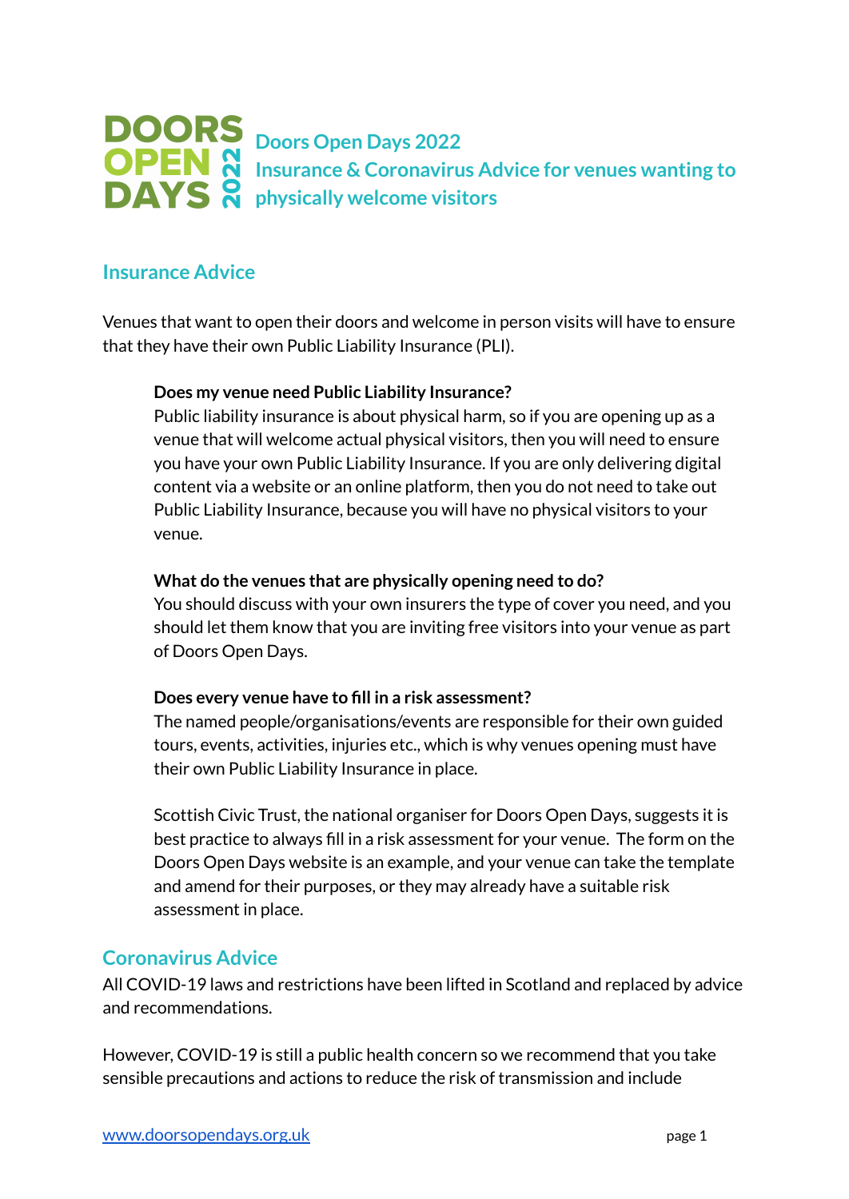# Doors Open Days 2022
# Insurance & Coronavirus Advice for venues wanting to physically welcome visitors

## Insurance Advice

Venues that want to open their doors and welcome in person visits will have to ensure that they have their own Public Liability Insurance (PLI).

**Does my venue need Public Liability Insurance?**
Public liability insurance is about physical harm, so if you are opening up as a venue that will welcome actual physical visitors, then you will need to ensure you have your own Public Liability Insurance. If you are only delivering digital content via a website or an online platform, then you do not need to take out Public Liability Insurance, because you will have no physical visitors to your venue.

**What do the venues that are physically opening need to do?**
You should discuss with your own insurers the type of cover you need, and you should let them know that you are inviting free visitors into your venue as part of Doors Open Days.

**Does every venue have to fill in a risk assessment?**
The named people/organisations/events are responsible for their own guided tours, events, activities, injuries etc., which is why venues opening must have their own Public Liability Insurance in place.

Scottish Civic Trust, the national organiser for Doors Open Days, suggests it is best practice to always fill in a risk assessment for your venue. The form on the Doors Open Days website is an example, and your venue can take the template and amend for their purposes, or they may already have a suitable risk assessment in place.

## Coronavirus Advice

All COVID-19 laws and restrictions have been lifted in Scotland and replaced by advice and recommendations.

However, COVID-19 is still a public health concern so we recommend that you take sensible precautions and actions to reduce the risk of transmission and include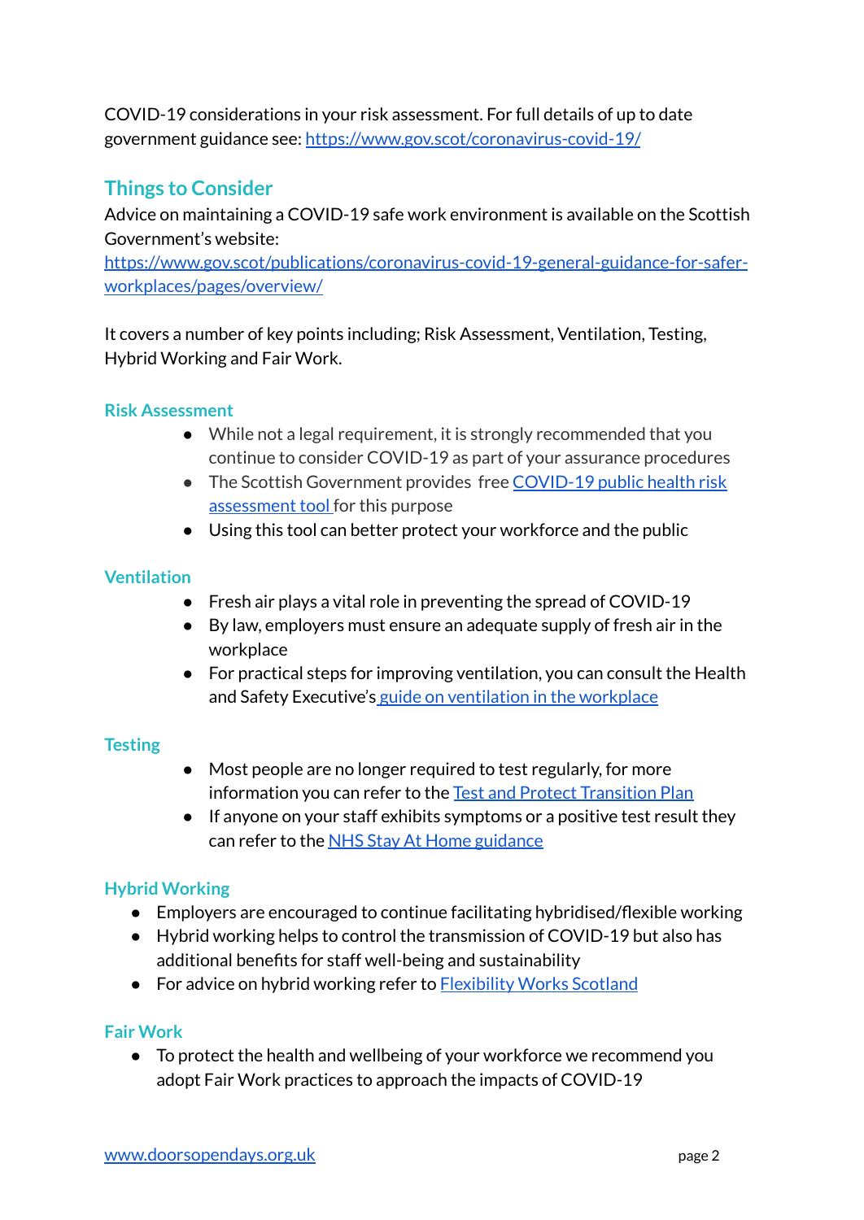COVID-19 considerations in your risk assessment. For full details of up to date government guidance see: [https://www.gov.scot/coronavirus-covid-19/](https://www.gov.scot/coronavirus-covid-19/)

## Things to Consider

Advice on maintaining a COVID-19 safe work environment is available on the Scottish Government's website: [https://www.gov.scot/publications/coronavirus-covid-19-general-guidance-for-safer-workplaces/pages/overview/](https://www.gov.scot/publications/coronavirus-covid-19-general-guidance-for-safer-workplaces/pages/overview/)

It covers a number of key points including; Risk Assessment, Ventilation, Testing, Hybrid Working and Fair Work.

### Risk Assessment

- While not a legal requirement, it is strongly recommended that you continue to consider COVID-19 as part of your assurance procedures
- The Scottish Government provides free COVID-19 public health risk assessment tool for this purpose
- Using this tool can better protect your workforce and the public

### Ventilation

- Fresh air plays a vital role in preventing the spread of COVID-19
- By law, employers must ensure an adequate supply of fresh air in the workplace
- For practical steps for improving ventilation, you can consult the Health and Safety Executive's guide on ventilation in the workplace

### Testing

- Most people are no longer required to test regularly, for more information you can refer to the Test and Protect Transition Plan
- If anyone on your staff exhibits symptoms or a positive test result they can refer to the NHS Stay At Home guidance

### Hybrid Working

- Employers are encouraged to continue facilitating hybridised/flexible working
- Hybrid working helps to control the transmission of COVID-19 but also has additional benefits for staff well-being and sustainability
- For advice on hybrid working refer to Flexibility Works Scotland

### Fair Work

- To protect the health and wellbeing of your workforce we recommend you adopt Fair Work practices to approach the impacts of COVID-19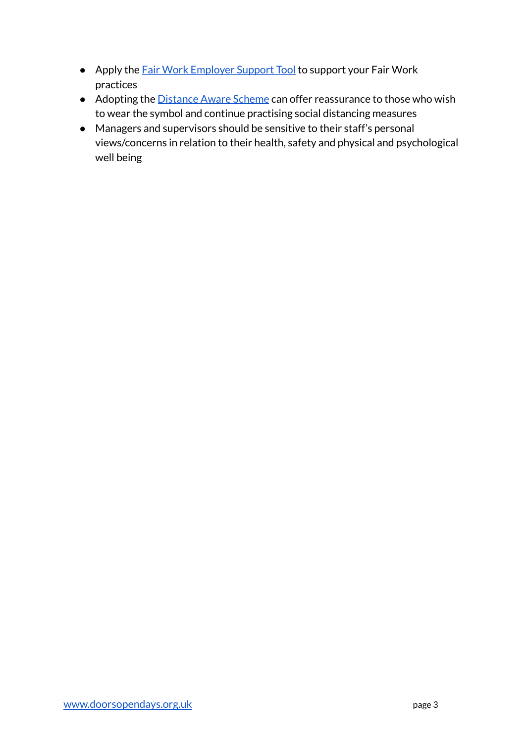- Apply the Fair Work Employer Support Tool to support your Fair Work practices
- Adopting the Distance Aware Scheme can offer reassurance to those who wish to wear the symbol and continue practising social distancing measures
- Managers and supervisors should be sensitive to their staff's personal views/concerns in relation to their health, safety and physical and psychological well being